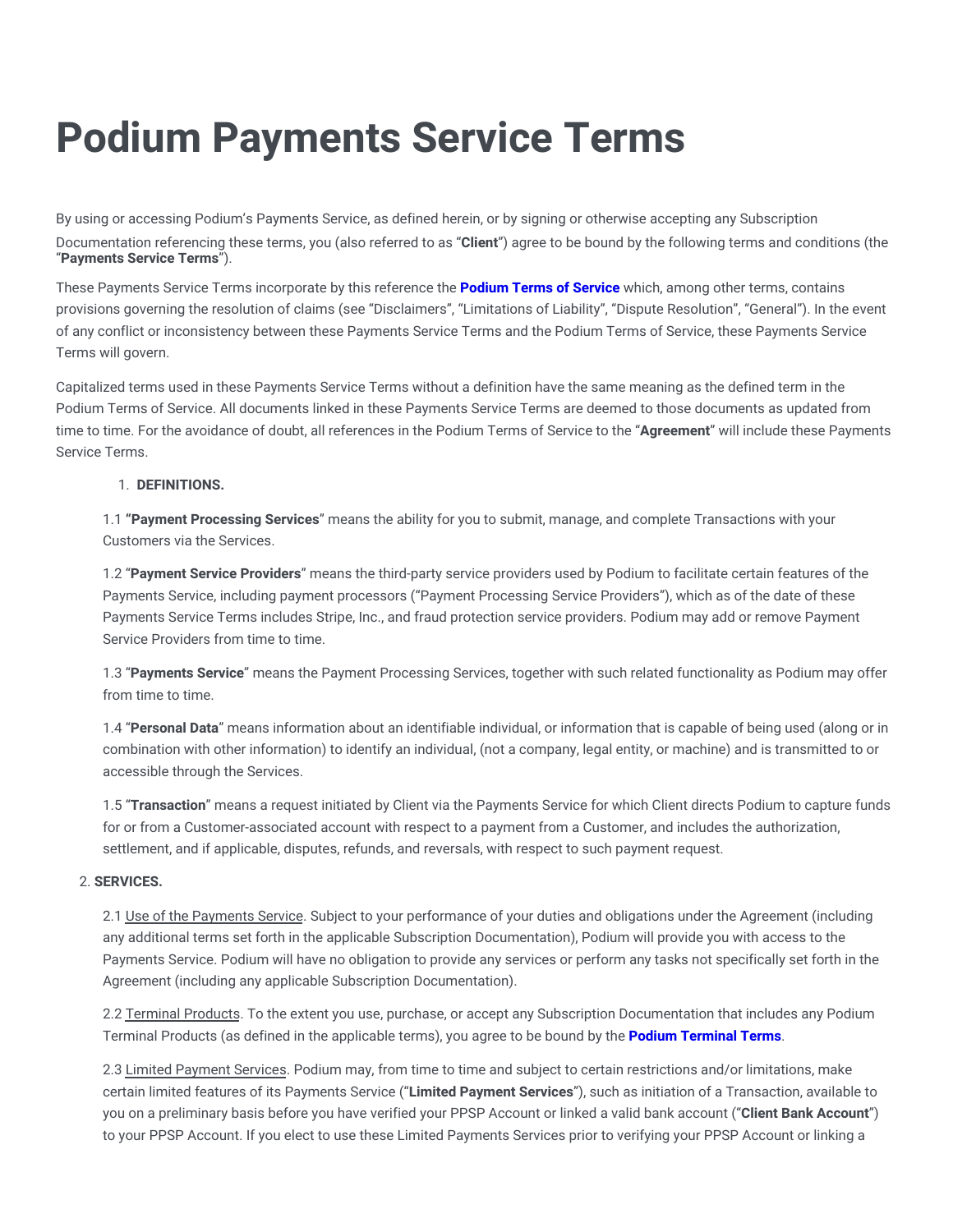# Podium Payments Service Terms

By using or accessing Podium's Payments Service, as defined herein, or by signing or otherwise accepting any Subscription Documentation referencing these terms, you (also referred to as "**Client**") agree to be bound by the following terms and conditions (the "**Payments Service Terms**").

These Payments Service Terms incorporate by this reference the **Podium Terms of Service** which, among other terms, contains provisions governing the resolution of claims (see "Disclaimers", "Limitations of Liability", "Dispute Resolution", "General"). In the event of any conflict or inconsistency between these Payments Service Terms and the Podium Terms of Service, these Payments Service Terms will govern.

Capitalized terms used in these Payments Service Terms without a definition have the same meaning as the defined term in the Podium Terms of Service. All documents linked in these Payments Service Terms are deemed to those documents as updated from time to time. For the avoidance of doubt, all references in the Podium Terms of Service to the "**Agreement**" will include these Payments Service Terms.

1. **DEFINITIONS.**

1.1 **"Payment Processing Services"** means the ability for you to submit, manage, and complete Transactions with your Customers via the Services.

1.2 "**Payment Service Providers**" means the third-party service providers used by Podium to facilitate certain features of the Payments Service, including payment processors ("Payment Processing Service Providers"), which as of the date of these Payments Service Terms includes Stripe, Inc., and fraud protection service providers. Podium may add or remove Payment Service Providers from time to time.

1.3 "**Payments Service**" means the Payment Processing Services, together with such related functionality as Podium may offer from time to time.

1.4 "**Personal Data**" means information about an identifiable individual, or information that is capable of being used (along or in combination with other information) to identify an individual, (not a company, legal entity, or machine) and is transmitted to or accessible through the Services.

1.5 "**Transaction**" means a request initiated by Client via the Payments Service for which Client directs Podium to capture funds for or from a Customer-associated account with respect to a payment from a Customer, and includes the authorization, settlement, and if applicable, disputes, refunds, and reversals, with respect to such payment request.

2. **SERVICES.**

2.1 Use of the Payments Service. Subject to your performance of your duties and obligations under the Agreement (including any additional terms set forth in the applicable Subscription Documentation), Podium will provide you with access to the Payments Service. Podium will have no obligation to provide any services or perform any tasks not specifically set forth in the Agreement (including any applicable Subscription Documentation).

2.2 Terminal Products. To the extent you use, purchase, or accept any Subscription Documentation that includes any Podium Terminal Products (as defined in the applicable terms), you agree to be bound by the **Podium Terminal Terms**.

2.3 Limited Payment Services. Podium may, from time to time and subject to certain restrictions and/or limitations, make certain limited features of its Payments Service ("**Limited Payment Services**"), such as initiation of a Transaction, available to you on a preliminary basis before you have verified your PPSP Account or linked a valid bank account ("**Client Bank Account**") to your PPSP Account. If you elect to use these Limited Payments Services prior to verifying your PPSP Account or linking a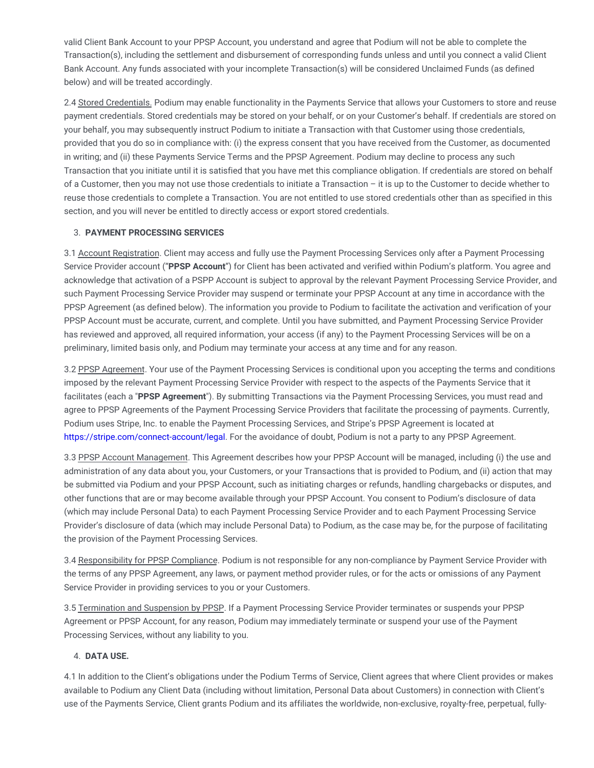valid Client Bank Account to your PPSP Account, you understand and agree that Podium will not be able to complete the Transaction(s), including the settlement and disbursement of corresponding funds unless and until you connect a valid Client Bank Account. Any funds associated with your incomplete Transaction(s) will be considered Unclaimed Funds (as defined below) and will be treated accordingly.

2.4 Stored Credentials. Podium may enable functionality in the Payments Service that allows your Customers to store and reuse payment credentials. Stored credentials may be stored on your behalf, or on your Customer's behalf. If credentials are stored on your behalf, you may subsequently instruct Podium to initiate a Transaction with that Customer using those credentials, provided that you do so in compliance with: (i) the express consent that you have received from the Customer, as documented in writing; and (ii) these Payments Service Terms and the PPSP Agreement. Podium may decline to process any such Transaction that you initiate until it is satisfied that you have met this compliance obligation. If credentials are stored on behalf of a Customer, then you may not use those credentials to initiate a Transaction – it is up to the Customer to decide whether to reuse those credentials to complete a Transaction. You are not entitled to use stored credentials other than as specified in this section, and you will never be entitled to directly access or export stored credentials.

3. **PAYMENT PROCESSING SERVICES**

3.1 Account Registration. Client may access and fully use the Payment Processing Services only after a Payment Processing Service Provider account ("**PPSP Account**") for Client has been activated and verified within Podium's platform. You agree and acknowledge that activation of a PSPP Account is subject to approval by the relevant Payment Processing Service Provider, and such Payment Processing Service Provider may suspend or terminate your PPSP Account at any time in accordance with the PPSP Agreement (as defined below). The information you provide to Podium to facilitate the activation and verification of your PPSP Account must be accurate, current, and complete. Until you have submitted, and Payment Processing Service Provider has reviewed and approved, all required information, your access (if any) to the Payment Processing Services will be on a preliminary, limited basis only, and Podium may terminate your access at any time and for any reason.

3.2 PPSP Agreement. Your use of the Payment Processing Services is conditional upon you accepting the terms and conditions imposed by the relevant Payment Processing Service Provider with respect to the aspects of the Payments Service that it facilitates (each a "**PPSP Agreement**"). By submitting Transactions via the Payment Processing Services, you must read and agree to PPSP Agreements of the Payment Processing Service Providers that facilitate the processing of payments. Currently, Podium uses Stripe, Inc. to enable the Payment Processing Services, and Stripe's PPSP Agreement is located at https://stripe.com/connect-account/legal. For the avoidance of doubt, Podium is not a party to any PPSP Agreement.

3.3 PPSP Account Management. This Agreement describes how your PPSP Account will be managed, including (i) the use and administration of any data about you, your Customers, or your Transactions that is provided to Podium, and (ii) action that may be submitted via Podium and your PPSP Account, such as initiating charges or refunds, handling chargebacks or disputes, and other functions that are or may become available through your PPSP Account. You consent to Podium's disclosure of data (which may include Personal Data) to each Payment Processing Service Provider and to each Payment Processing Service Provider's disclosure of data (which may include Personal Data) to Podium, as the case may be, for the purpose of facilitating the provision of the Payment Processing Services.

3.4 Responsibility for PPSP Compliance. Podium is not responsible for any non-compliance by Payment Service Provider with the terms of any PPSP Agreement, any laws, or payment method provider rules, or for the acts or omissions of any Payment Service Provider in providing services to you or your Customers.

3.5 Termination and Suspension by PPSP. If a Payment Processing Service Provider terminates or suspends your PPSP Agreement or PPSP Account, for any reason, Podium may immediately terminate or suspend your use of the Payment Processing Services, without any liability to you.

4. **DATA USE.**

4.1 In addition to the Client's obligations under the Podium Terms of Service, Client agrees that where Client provides or makes available to Podium any Client Data (including without limitation, Personal Data about Customers) in connection with Client's use of the Payments Service, Client grants Podium and its affiliates the worldwide, non-exclusive, royalty-free, perpetual, fully-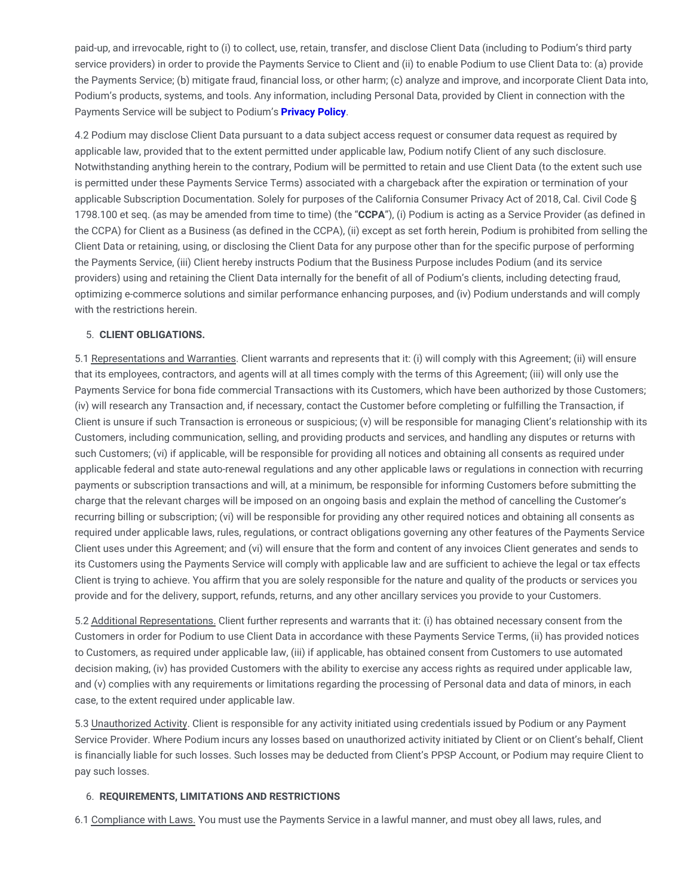paid-up, and irrevocable, right to (i) to collect, use, retain, transfer, and disclose Client Data (including to Podium's third party service providers) in order to provide the Payments Service to Client and (ii) to enable Podium to use Client Data to: (a) provide the Payments Service; (b) mitigate fraud, financial loss, or other harm; (c) analyze and improve, and incorporate Client Data into, Podium's products, systems, and tools. Any information, including Personal Data, provided by Client in connection with the Payments Service will be subject to Podium's **Privacy Policy**.

4.2 Podium may disclose Client Data pursuant to a data subject access request or consumer data request as required by applicable law, provided that to the extent permitted under applicable law, Podium notify Client of any such disclosure. Notwithstanding anything herein to the contrary, Podium will be permitted to retain and use Client Data (to the extent such use is permitted under these Payments Service Terms) associated with a chargeback after the expiration or termination of your applicable Subscription Documentation. Solely for purposes of the California Consumer Privacy Act of 2018, Cal. Civil Code § 1798.100 et seq. (as may be amended from time to time) (the "**CCPA**"), (i) Podium is acting as a Service Provider (as defined in the CCPA) for Client as a Business (as defined in the CCPA), (ii) except as set forth herein, Podium is prohibited from selling the Client Data or retaining, using, or disclosing the Client Data for any purpose other than for the specific purpose of performing the Payments Service, (iii) Client hereby instructs Podium that the Business Purpose includes Podium (and its service providers) using and retaining the Client Data internally for the benefit of all of Podium's clients, including detecting fraud, optimizing e-commerce solutions and similar performance enhancing purposes, and (iv) Podium understands and will comply with the restrictions herein.

5. **CLIENT OBLIGATIONS.**

5.1 Representations and Warranties. Client warrants and represents that it: (i) will comply with this Agreement; (ii) will ensure that its employees, contractors, and agents will at all times comply with the terms of this Agreement; (iii) will only use the Payments Service for bona fide commercial Transactions with its Customers, which have been authorized by those Customers; (iv) will research any Transaction and, if necessary, contact the Customer before completing or fulfilling the Transaction, if Client is unsure if such Transaction is erroneous or suspicious; (v) will be responsible for managing Client's relationship with its Customers, including communication, selling, and providing products and services, and handling any disputes or returns with such Customers; (vi) if applicable, will be responsible for providing all notices and obtaining all consents as required under applicable federal and state auto-renewal regulations and any other applicable laws or regulations in connection with recurring payments or subscription transactions and will, at a minimum, be responsible for informing Customers before submitting the charge that the relevant charges will be imposed on an ongoing basis and explain the method of cancelling the Customer's recurring billing or subscription; (vi) will be responsible for providing any other required notices and obtaining all consents as required under applicable laws, rules, regulations, or contract obligations governing any other features of the Payments Service Client uses under this Agreement; and (vi) will ensure that the form and content of any invoices Client generates and sends to its Customers using the Payments Service will comply with applicable law and are sufficient to achieve the legal or tax effects Client is trying to achieve. You affirm that you are solely responsible for the nature and quality of the products or services you provide and for the delivery, support, refunds, returns, and any other ancillary services you provide to your Customers.

5.2 Additional Representations. Client further represents and warrants that it: (i) has obtained necessary consent from the Customers in order for Podium to use Client Data in accordance with these Payments Service Terms, (ii) has provided notices to Customers, as required under applicable law, (iii) if applicable, has obtained consent from Customers to use automated decision making, (iv) has provided Customers with the ability to exercise any access rights as required under applicable law, and (v) complies with any requirements or limitations regarding the processing of Personal data and data of minors, in each case, to the extent required under applicable law.

5.3 Unauthorized Activity. Client is responsible for any activity initiated using credentials issued by Podium or any Payment Service Provider. Where Podium incurs any losses based on unauthorized activity initiated by Client or on Client's behalf, Client is financially liable for such losses. Such losses may be deducted from Client's PPSP Account, or Podium may require Client to pay such losses.

6. **REQUIREMENTS, LIMITATIONS AND RESTRICTIONS**

6.1 Compliance with Laws. You must use the Payments Service in a lawful manner, and must obey all laws, rules, and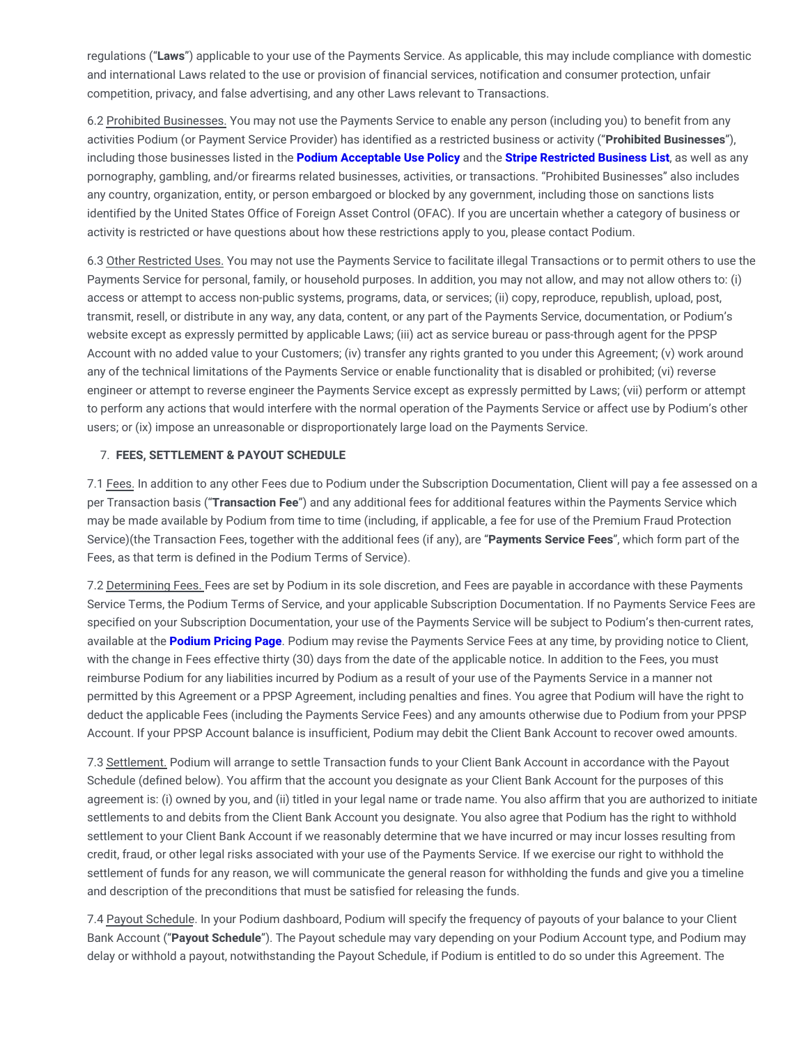regulations ("**Laws**") applicable to your use of the Payments Service. As applicable, this may include compliance with domestic and international Laws related to the use or provision of financial services, notification and consumer protection, unfair competition, privacy, and false advertising, and any other Laws relevant to Transactions.

6.2 Prohibited Businesses. You may not use the Payments Service to enable any person (including you) to benefit from any activities Podium (or Payment Service Provider) has identified as a restricted business or activity ("**Prohibited Businesses**"), including those businesses listed in the **Podium Acceptable Use Policy** and the **Stripe Restricted Business List**, as well as any pornography, gambling, and/or firearms related businesses, activities, or transactions. "Prohibited Businesses" also includes any country, organization, entity, or person embargoed or blocked by any government, including those on sanctions lists identified by the United States Office of Foreign Asset Control (OFAC). If you are uncertain whether a category of business or activity is restricted or have questions about how these restrictions apply to you, please contact Podium.

6.3 Other Restricted Uses. You may not use the Payments Service to facilitate illegal Transactions or to permit others to use the Payments Service for personal, family, or household purposes. In addition, you may not allow, and may not allow others to: (i) access or attempt to access non-public systems, programs, data, or services; (ii) copy, reproduce, republish, upload, post, transmit, resell, or distribute in any way, any data, content, or any part of the Payments Service, documentation, or Podium's website except as expressly permitted by applicable Laws; (iii) act as service bureau or pass-through agent for the PPSP Account with no added value to your Customers; (iv) transfer any rights granted to you under this Agreement; (v) work around any of the technical limitations of the Payments Service or enable functionality that is disabled or prohibited; (vi) reverse engineer or attempt to reverse engineer the Payments Service except as expressly permitted by Laws; (vii) perform or attempt to perform any actions that would interfere with the normal operation of the Payments Service or affect use by Podium's other users; or (ix) impose an unreasonable or disproportionately large load on the Payments Service.

7. **FEES, SETTLEMENT & PAYOUT SCHEDULE**

7.1 Fees. In addition to any other Fees due to Podium under the Subscription Documentation, Client will pay a fee assessed on a per Transaction basis ("**Transaction Fee**") and any additional fees for additional features within the Payments Service which may be made available by Podium from time to time (including, if applicable, a fee for use of the Premium Fraud Protection Service)(the Transaction Fees, together with the additional fees (if any), are "**Payments Service Fees**", which form part of the Fees, as that term is defined in the Podium Terms of Service).

7.2 Determining Fees. Fees are set by Podium in its sole discretion, and Fees are payable in accordance with these Payments Service Terms, the Podium Terms of Service, and your applicable Subscription Documentation. If no Payments Service Fees are specified on your Subscription Documentation, your use of the Payments Service will be subject to Podium's then-current rates, available at the **Podium Pricing Page**. Podium may revise the Payments Service Fees at any time, by providing notice to Client, with the change in Fees effective thirty (30) days from the date of the applicable notice. In addition to the Fees, you must reimburse Podium for any liabilities incurred by Podium as a result of your use of the Payments Service in a manner not permitted by this Agreement or a PPSP Agreement, including penalties and fines. You agree that Podium will have the right to deduct the applicable Fees (including the Payments Service Fees) and any amounts otherwise due to Podium from your PPSP Account. If your PPSP Account balance is insufficient, Podium may debit the Client Bank Account to recover owed amounts.

7.3 Settlement. Podium will arrange to settle Transaction funds to your Client Bank Account in accordance with the Payout Schedule (defined below). You affirm that the account you designate as your Client Bank Account for the purposes of this agreement is: (i) owned by you, and (ii) titled in your legal name or trade name. You also affirm that you are authorized to initiate settlements to and debits from the Client Bank Account you designate. You also agree that Podium has the right to withhold settlement to your Client Bank Account if we reasonably determine that we have incurred or may incur losses resulting from credit, fraud, or other legal risks associated with your use of the Payments Service. If we exercise our right to withhold the settlement of funds for any reason, we will communicate the general reason for withholding the funds and give you a timeline and description of the preconditions that must be satisfied for releasing the funds.

7.4 Payout Schedule. In your Podium dashboard, Podium will specify the frequency of payouts of your balance to your Client Bank Account ("**Payout Schedule**"). The Payout schedule may vary depending on your Podium Account type, and Podium may delay or withhold a payout, notwithstanding the Payout Schedule, if Podium is entitled to do so under this Agreement. The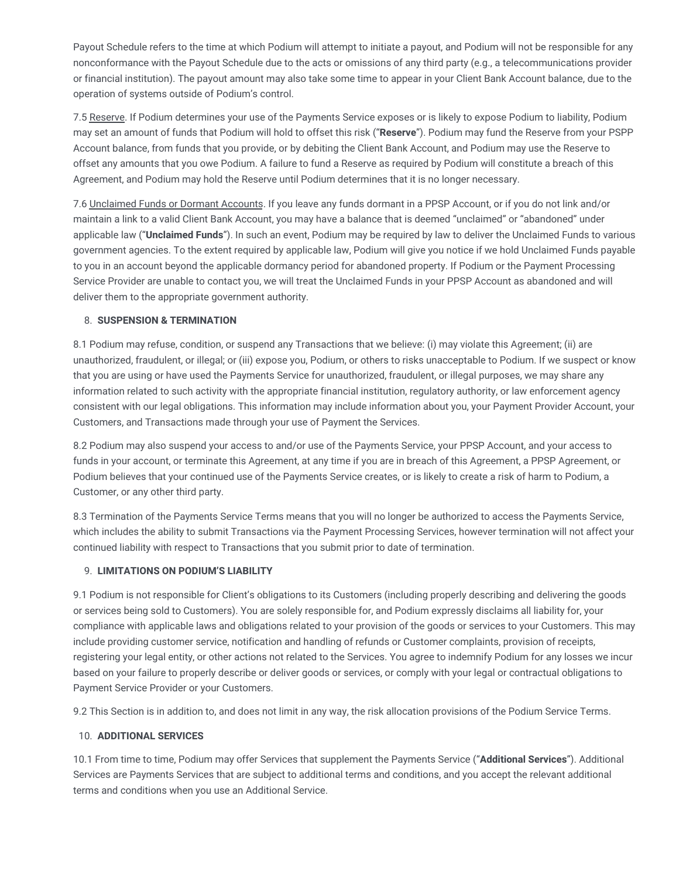Payout Schedule refers to the time at which Podium will attempt to initiate a payout, and Podium will not be responsible for any nonconformance with the Payout Schedule due to the acts or omissions of any third party (e.g., a telecommunications provider or financial institution). The payout amount may also take some time to appear in your Client Bank Account balance, due to the operation of systems outside of Podium's control.

7.5 Reserve. If Podium determines your use of the Payments Service exposes or is likely to expose Podium to liability, Podium may set an amount of funds that Podium will hold to offset this risk ("**Reserve**"). Podium may fund the Reserve from your PSPP Account balance, from funds that you provide, or by debiting the Client Bank Account, and Podium may use the Reserve to offset any amounts that you owe Podium. A failure to fund a Reserve as required by Podium will constitute a breach of this Agreement, and Podium may hold the Reserve until Podium determines that it is no longer necessary.

7.6 Unclaimed Funds or Dormant Accounts. If you leave any funds dormant in a PPSP Account, or if you do not link and/or maintain a link to a valid Client Bank Account, you may have a balance that is deemed "unclaimed" or "abandoned" under applicable law ("**Unclaimed Funds**"). In such an event, Podium may be required by law to deliver the Unclaimed Funds to various government agencies. To the extent required by applicable law, Podium will give you notice if we hold Unclaimed Funds payable to you in an account beyond the applicable dormancy period for abandoned property. If Podium or the Payment Processing Service Provider are unable to contact you, we will treat the Unclaimed Funds in your PPSP Account as abandoned and will deliver them to the appropriate government authority.

8. **SUSPENSION & TERMINATION**

8.1 Podium may refuse, condition, or suspend any Transactions that we believe: (i) may violate this Agreement; (ii) are unauthorized, fraudulent, or illegal; or (iii) expose you, Podium, or others to risks unacceptable to Podium. If we suspect or know that you are using or have used the Payments Service for unauthorized, fraudulent, or illegal purposes, we may share any information related to such activity with the appropriate financial institution, regulatory authority, or law enforcement agency consistent with our legal obligations. This information may include information about you, your Payment Provider Account, your Customers, and Transactions made through your use of Payment the Services.

8.2 Podium may also suspend your access to and/or use of the Payments Service, your PPSP Account, and your access to funds in your account, or terminate this Agreement, at any time if you are in breach of this Agreement, a PPSP Agreement, or Podium believes that your continued use of the Payments Service creates, or is likely to create a risk of harm to Podium, a Customer, or any other third party.

8.3 Termination of the Payments Service Terms means that you will no longer be authorized to access the Payments Service, which includes the ability to submit Transactions via the Payment Processing Services, however termination will not affect your continued liability with respect to Transactions that you submit prior to date of termination.

9. **LIMITATIONS ON PODIUM'S LIABILITY**

9.1 Podium is not responsible for Client's obligations to its Customers (including properly describing and delivering the goods or services being sold to Customers). You are solely responsible for, and Podium expressly disclaims all liability for, your compliance with applicable laws and obligations related to your provision of the goods or services to your Customers. This may include providing customer service, notification and handling of refunds or Customer complaints, provision of receipts, registering your legal entity, or other actions not related to the Services. You agree to indemnify Podium for any losses we incur based on your failure to properly describe or deliver goods or services, or comply with your legal or contractual obligations to Payment Service Provider or your Customers.

9.2 This Section is in addition to, and does not limit in any way, the risk allocation provisions of the Podium Service Terms.

10. **ADDITIONAL SERVICES**

10.1 From time to time, Podium may offer Services that supplement the Payments Service ("**Additional Services**"). Additional Services are Payments Services that are subject to additional terms and conditions, and you accept the relevant additional terms and conditions when you use an Additional Service.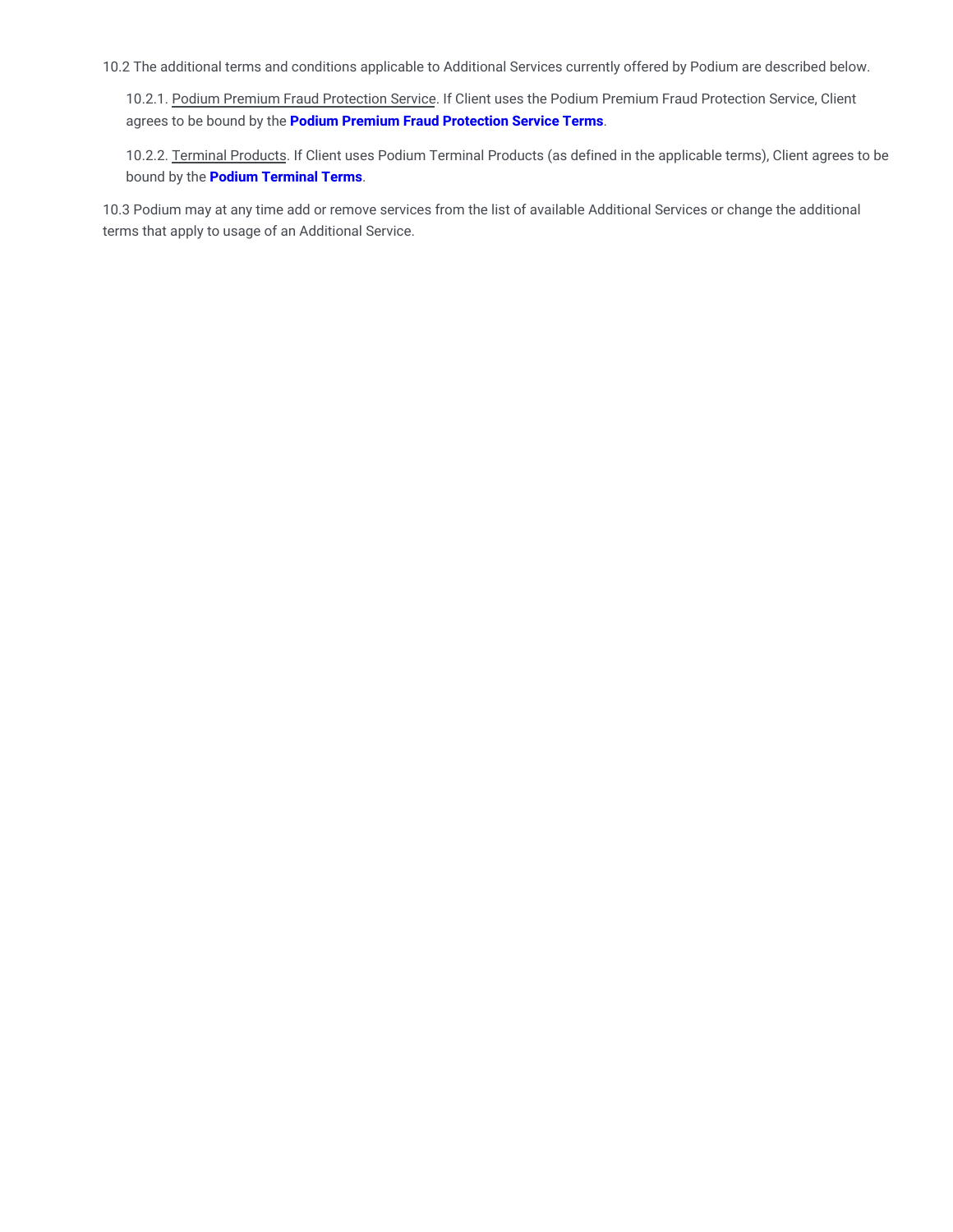10.2 The additional terms and conditions applicable to Additional Services currently offered by Podium are described below.

10.2.1. Podium Premium Fraud Protection Service. If Client uses the Podium Premium Fraud Protection Service, Client agrees to be bound by the **Podium Premium Fraud Protection Service Terms**.

10.2.2. Terminal Products. If Client uses Podium Terminal Products (as defined in the applicable terms), Client agrees to be bound by the **Podium Terminal Terms**.

10.3 Podium may at any time add or remove services from the list of available Additional Services or change the additional terms that apply to usage of an Additional Service.